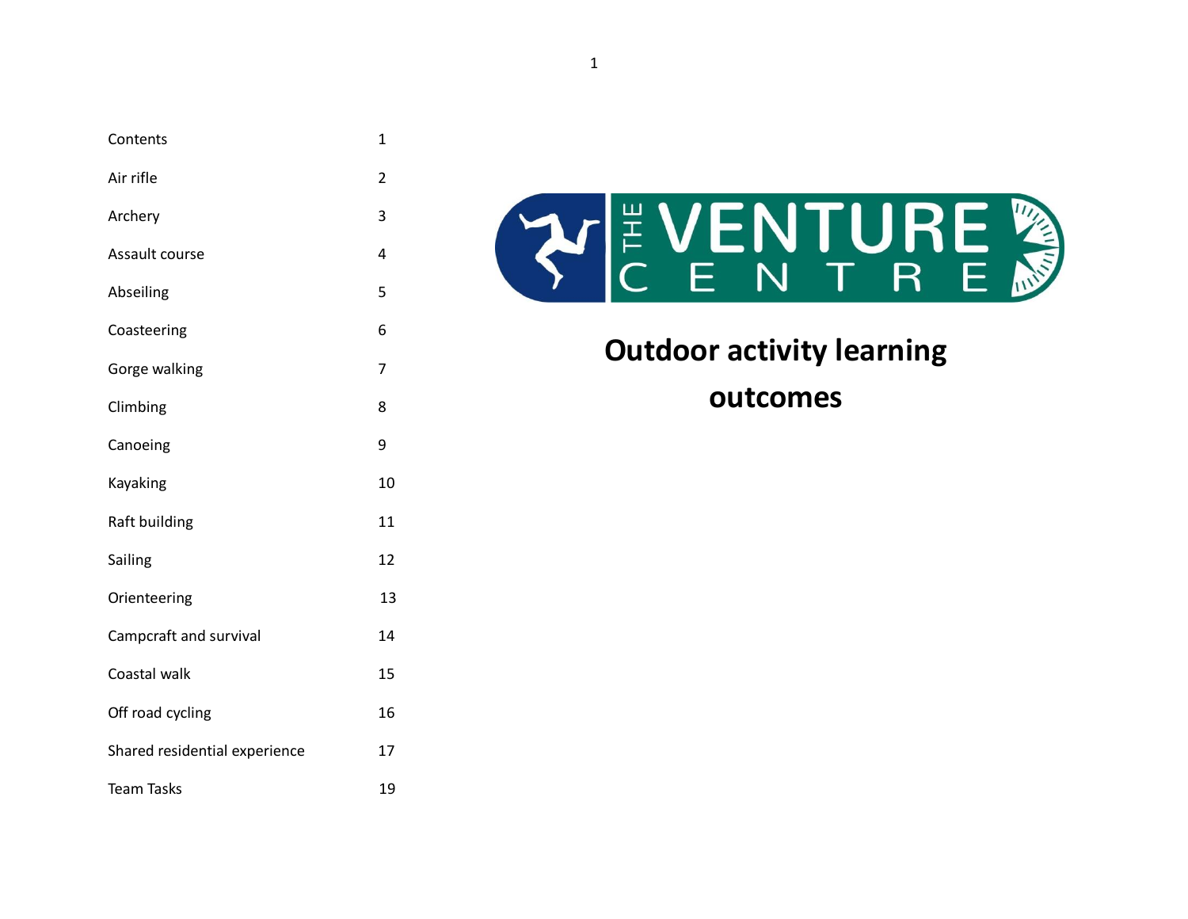# Outdoor activity learning outcomes

| Contents | 1 |
|---|---|
| Air rifle | 2 |
| Archery | 3 |
| Assault course | 4 |
| Abseiling | 5 |
| Coasteering | 6 |
| Gorge walking | 7 |
| Climbing | 8 |
| Canoeing | 9 |
| Kayaking | 10 |
| Raft building | 11 |
| Sailing | 12 |
| Orienteering | 13 |
| Campcraft and survival | 14 |
| Coastal walk | 15 |
| Off road cycling | 16 |
| Shared residential experience | 17 |
| Team Tasks | 19 |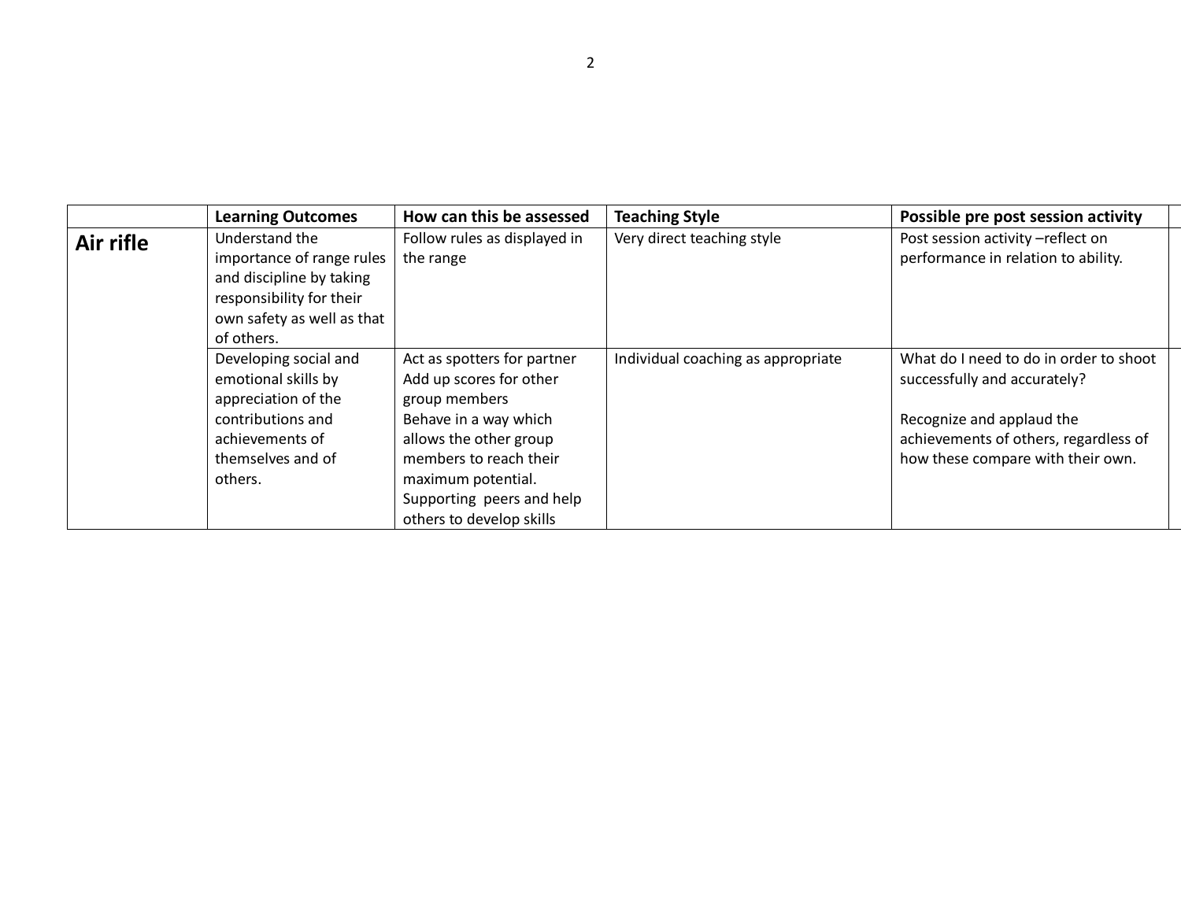| | Learning Outcomes | How can this be assessed | Teaching Style | Possible pre post session activity |
|---|---|---|---|---|
| **Air rifle** | Understand the importance of range rules and discipline by taking responsibility for their own safety as well as that of others. | Follow rules as displayed in the range | Very direct teaching style | Post session activity –reflect on performance in relation to ability. |
| | Developing social and emotional skills by appreciation of the contributions and achievements of themselves and of others. | Act as spotters for partner<br>Add up scores for other group members<br>Behave in a way which allows the other group members to reach their maximum potential.<br>Supporting peers and help others to develop skills | Individual coaching as appropriate | What do I need to do in order to shoot successfully and accurately?<br><br>Recognize and applaud the achievements of others, regardless of how these compare with their own. |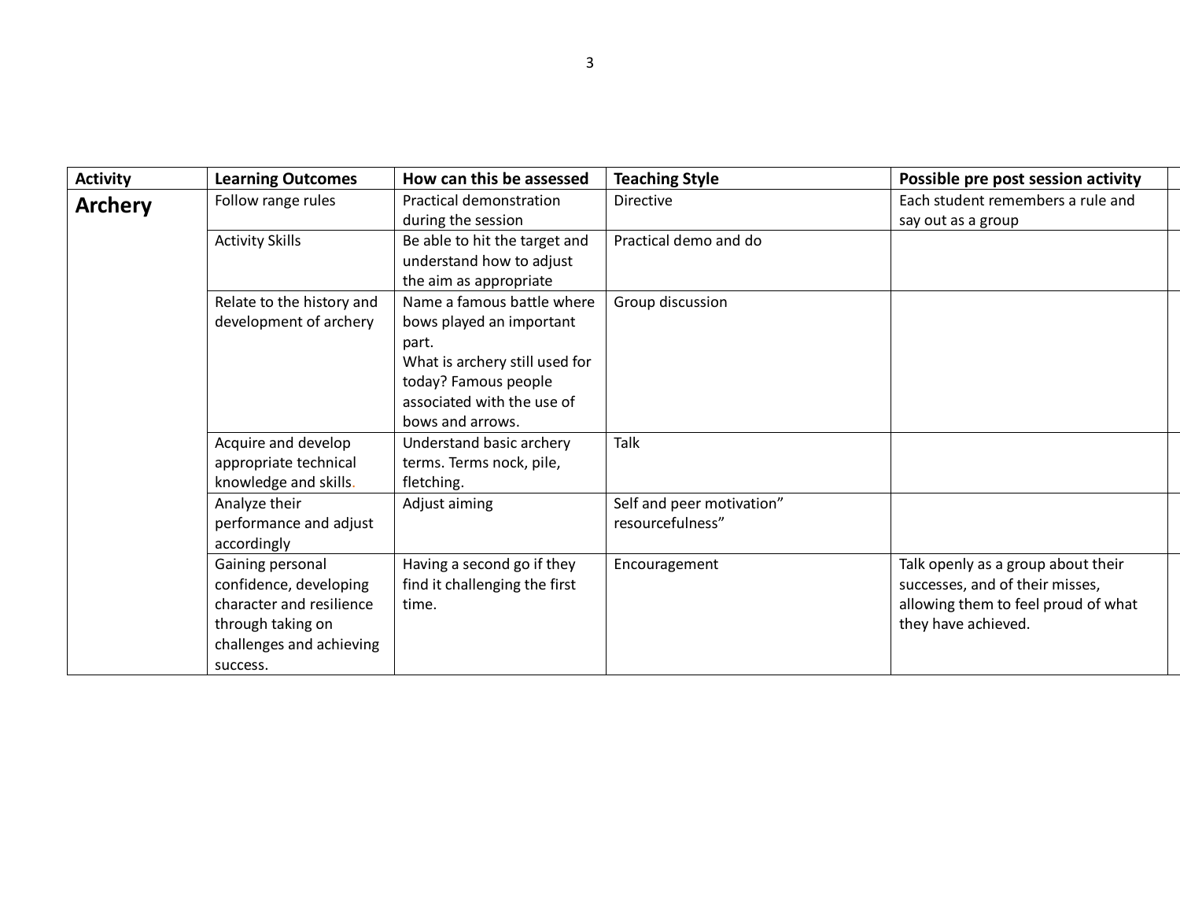| Activity | Learning Outcomes | How can this be assessed | Teaching Style | Possible pre post session activity |
|---|---|---|---|---|
| **Archery** | Follow range rules | Practical demonstration during the session | Directive | Each student remembers a rule and say out as a group |
| | Activity Skills | Be able to hit the target and understand how to adjust the aim as appropriate | Practical demo and do | |
| | Relate to the history and development of archery | Name a famous battle where bows played an important part.<br>What is archery still used for today? Famous people associated with the use of bows and arrows. | Group discussion | |
| | Acquire and develop appropriate technical knowledge and skills. | Understand basic archery terms. Terms nock, pile, fletching. | Talk | |
| | Analyze their performance and adjust accordingly | Adjust aiming | Self and peer motivation" resourcefulness" | |
| | Gaining personal confidence, developing character and resilience through taking on challenges and achieving success. | Having a second go if they find it challenging the first time. | Encouragement | Talk openly as a group about their successes, and of their misses, allowing them to feel proud of what they have achieved. |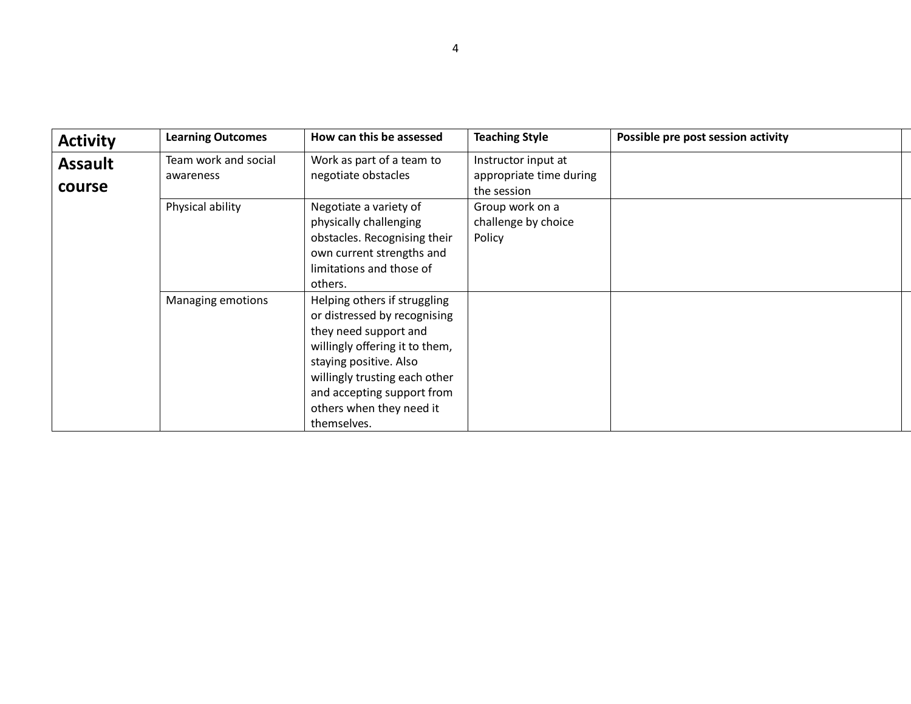| Activity | Learning Outcomes | How can this be assessed | Teaching Style | Possible pre post session activity |
|---|---|---|---|---|
| **Assault course** | Team work and social awareness | Work as part of a team to negotiate obstacles | Instructor input at appropriate time during the session | |
| | Physical ability | Negotiate a variety of physically challenging obstacles. Recognising their own current strengths and limitations and those of others. | Group work on a challenge by choice Policy | |
| | Managing emotions | Helping others if struggling or distressed by recognising they need support and willingly offering it to them, staying positive. Also willingly trusting each other and accepting support from others when they need it themselves. | | |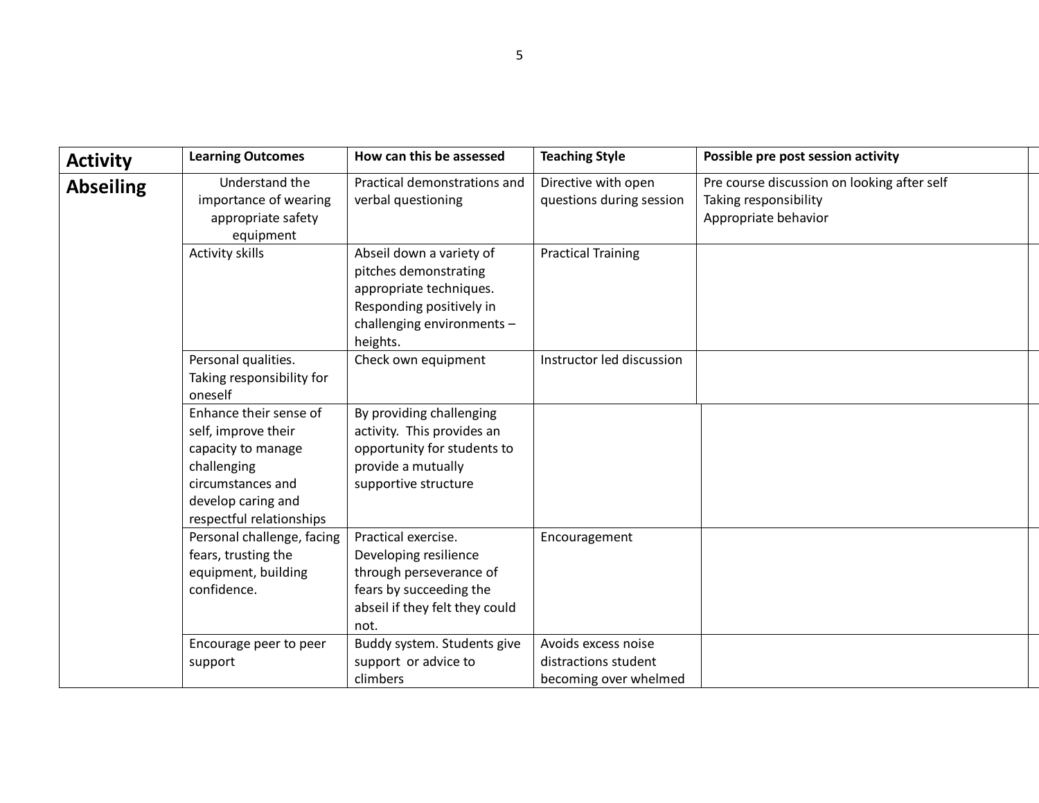| Activity | Learning Outcomes | How can this be assessed | Teaching Style | Possible pre post session activity |
|---|---|---|---|---|
| **Abseiling** | Understand the importance of wearing appropriate safety equipment | Practical demonstrations and verbal questioning | Directive with open questions during session | Pre course discussion on looking after self<br>Taking responsibility<br>Appropriate behavior |
| | Activity skills | Abseil down a variety of pitches demonstrating appropriate techniques. Responding positively in challenging environments – heights. | Practical Training | |
| | Personal qualities. Taking responsibility for oneself | Check own equipment | Instructor led discussion | |
| | Enhance their sense of self, improve their capacity to manage challenging circumstances and develop caring and respectful relationships | By providing challenging activity. This provides an opportunity for students to provide a mutually supportive structure | | |
| | Personal challenge, facing fears, trusting the equipment, building confidence. | Practical exercise. Developing resilience through perseverance of fears by succeeding the abseil if they felt they could not. | Encouragement | |
| | Encourage peer to peer support | Buddy system. Students give support or advice to climbers | Avoids excess noise distractions student becoming over whelmed | |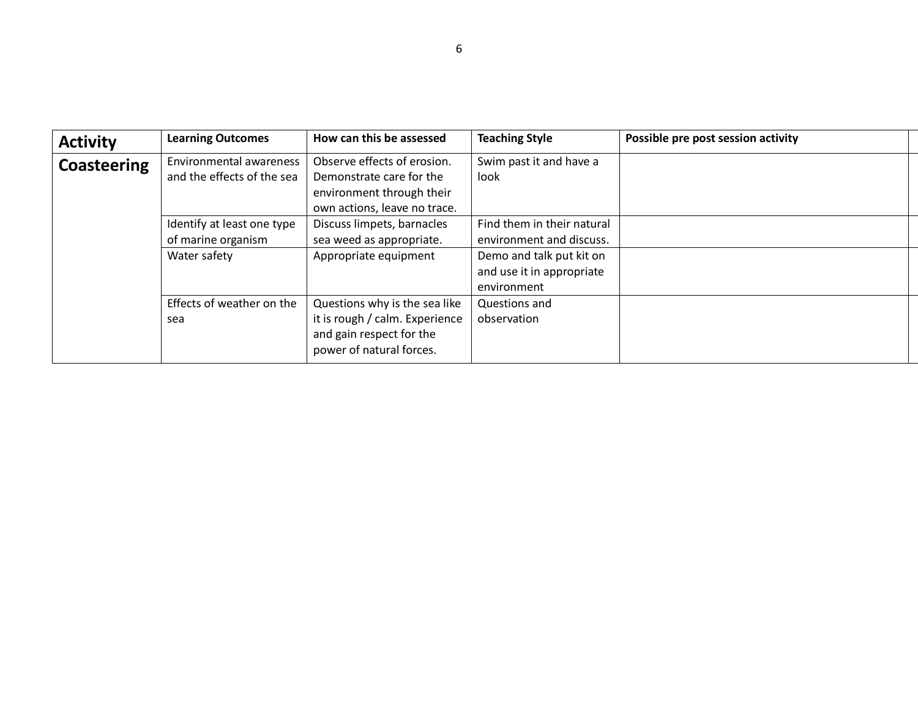| Activity | Learning Outcomes | How can this be assessed | Teaching Style | Possible pre post session activity |
|---|---|---|---|---|
| **Coasteering** | Environmental awareness and the effects of the sea | Observe effects of erosion. Demonstrate care for the environment through their own actions, leave no trace. | Swim past it and have a look | |
| | Identify at least one type of marine organism | Discuss limpets, barnacles sea weed as appropriate. | Find them in their natural environment and discuss. | |
| | Water safety | Appropriate equipment | Demo and talk put kit on and use it in appropriate environment | |
| | Effects of weather on the sea | Questions why is the sea like it is rough / calm. Experience and gain respect for the power of natural forces. | Questions and observation | |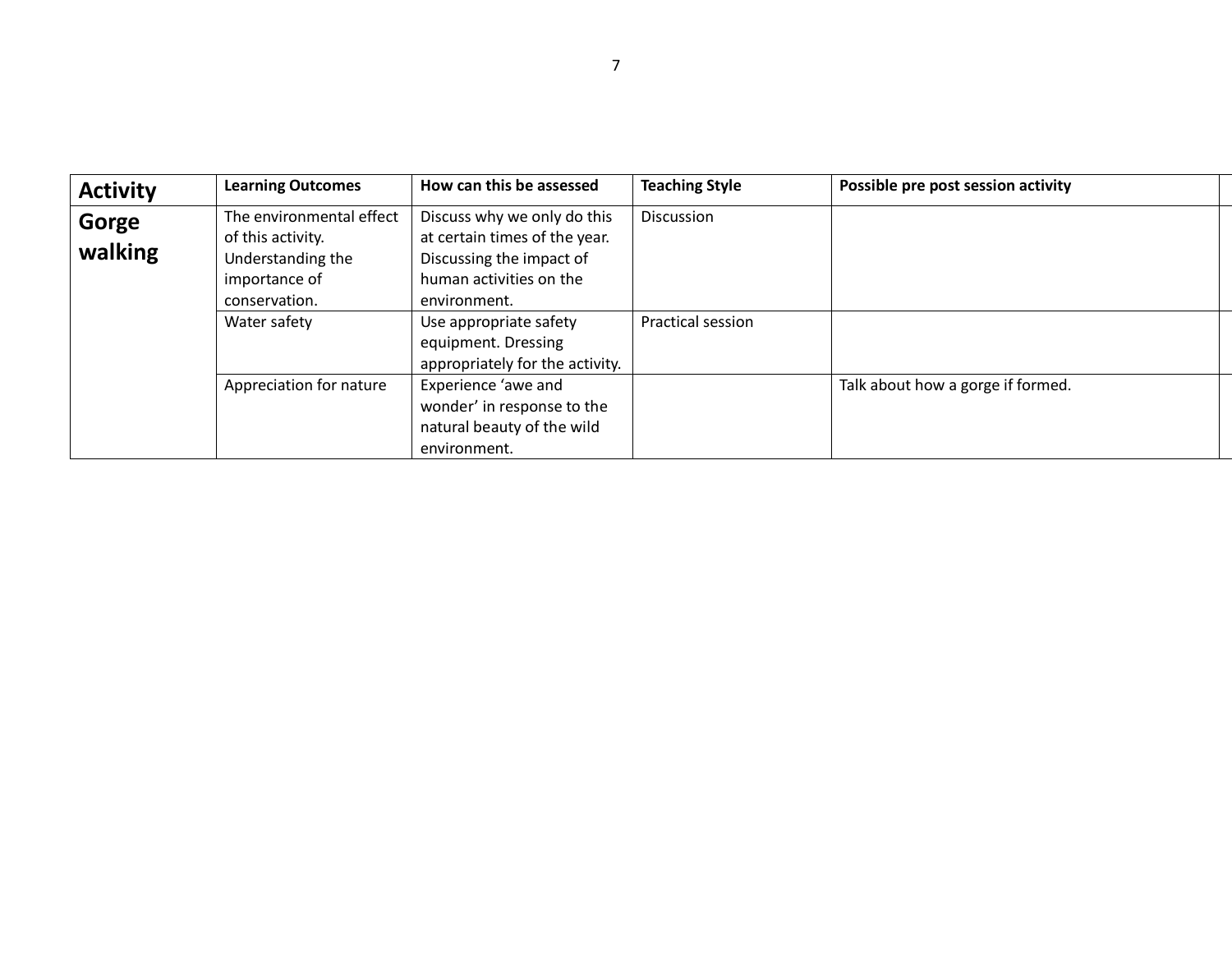| Activity | Learning Outcomes | How can this be assessed | Teaching Style | Possible pre post session activity |
|---|---|---|---|---|
| **Gorge walking** | The environmental effect of this activity. Understanding the importance of conservation. | Discuss why we only do this at certain times of the year. Discussing the impact of human activities on the environment. | Discussion | |
| | Water safety | Use appropriate safety equipment. Dressing appropriately for the activity. | Practical session | |
| | Appreciation for nature | Experience 'awe and wonder' in response to the natural beauty of the wild environment. | | Talk about how a gorge if formed. |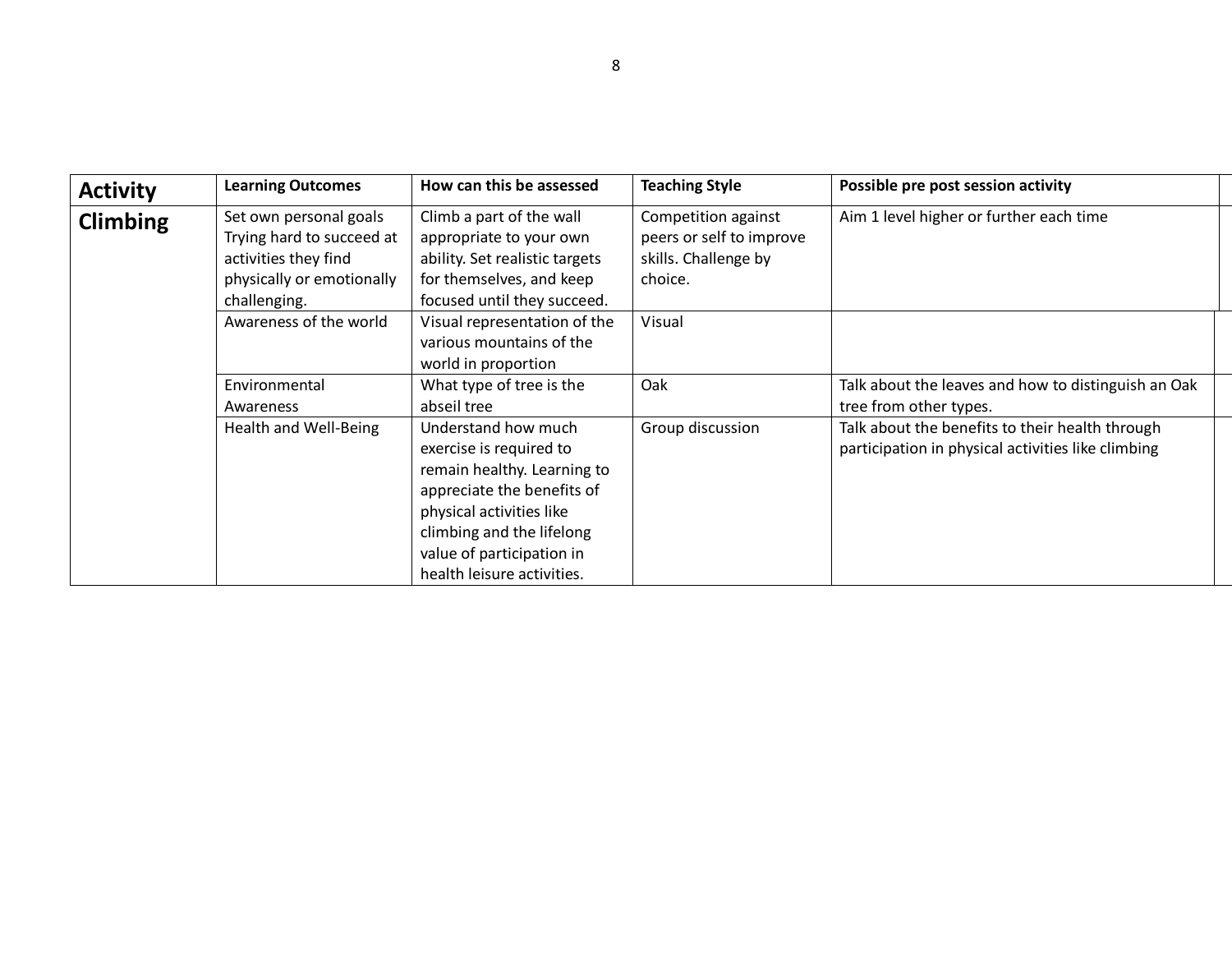| Activity | Learning Outcomes | How can this be assessed | Teaching Style | Possible pre post session activity |
|---|---|---|---|---|
| **Climbing** | Set own personal goals Trying hard to succeed at activities they find physically or emotionally challenging. | Climb a part of the wall appropriate to your own ability. Set realistic targets for themselves, and keep focused until they succeed. | Competition against peers or self to improve skills. Challenge by choice. | Aim 1 level higher or further each time |
| | Awareness of the world | Visual representation of the various mountains of the world in proportion | Visual | |
| | Environmental Awareness | What type of tree is the abseil tree | Oak | Talk about the leaves and how to distinguish an Oak tree from other types. |
| | Health and Well-Being | Understand how much exercise is required to remain healthy. Learning to appreciate the benefits of physical activities like climbing and the lifelong value of participation in health leisure activities. | Group discussion | Talk about the benefits to their health through participation in physical activities like climbing |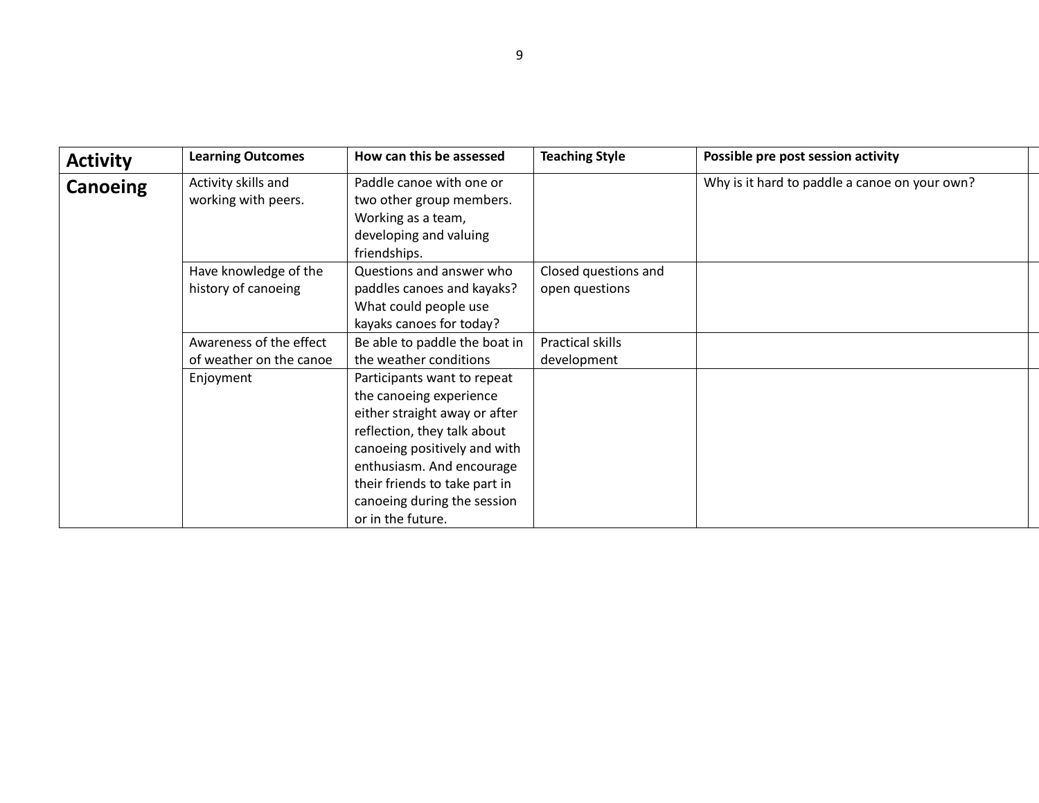| **Activity** | **Learning Outcomes** | **How can this be assessed** | **Teaching Style** | **Possible pre post session activity** |
| --- | --- | --- | --- | --- |
| **Canoeing** | Activity skills and working with peers. | Paddle canoe with one or two other group members. Working as a team, developing and valuing friendships. | | Why is it hard to paddle a canoe on your own? |
| | Have knowledge of the history of canoeing | Questions and answer who paddles canoes and kayaks? What could people use kayaks canoes for today? | Closed questions and open questions | |
| | Awareness of the effect of weather on the canoe | Be able to paddle the boat in the weather conditions | Practical skills development | |
| | Enjoyment | Participants want to repeat the canoeing experience either straight away or after reflection, they talk about canoeing positively and with enthusiasm. And encourage their friends to take part in canoeing during the session or in the future. | | |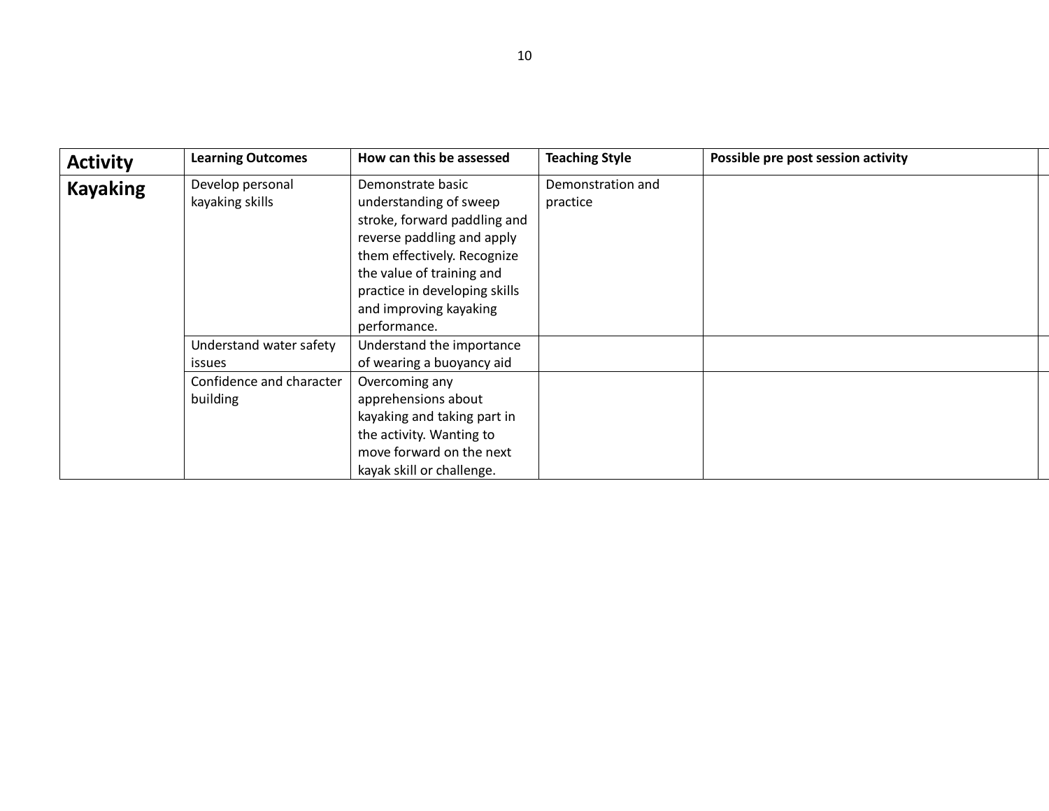| Activity | Learning Outcomes | How can this be assessed | Teaching Style | Possible pre post session activity |
|---|---|---|---|---|
| **Kayaking** | Develop personal kayaking skills | Demonstrate basic understanding of sweep stroke, forward paddling and reverse paddling and apply them effectively. Recognize the value of training and practice in developing skills and improving kayaking performance. | Demonstration and practice | |
| | Understand water safety issues | Understand the importance of wearing a buoyancy aid | | |
| | Confidence and character building | Overcoming any apprehensions about kayaking and taking part in the activity. Wanting to move forward on the next kayak skill or challenge. | | |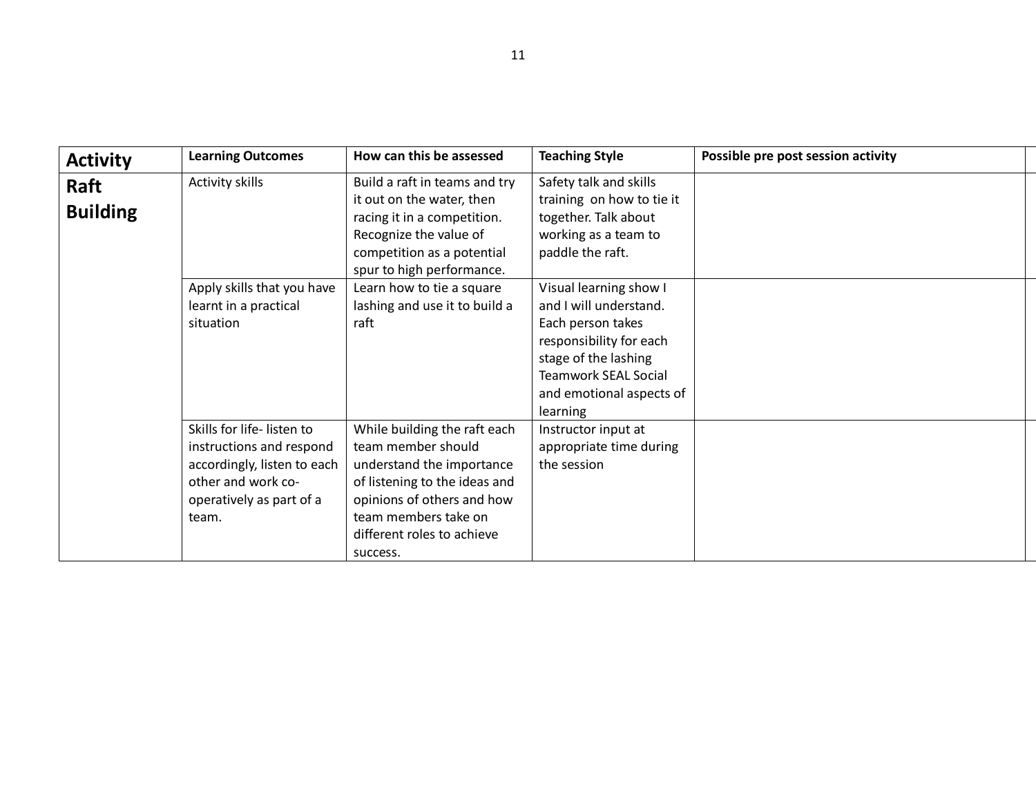| Activity | Learning Outcomes | How can this be assessed | Teaching Style | Possible pre post session activity |
|---|---|---|---|---|
| **Raft Building** | Activity skills | Build a raft in teams and try it out on the water, then racing it in a competition. Recognize the value of competition as a potential spur to high performance. | Safety talk and skills training on how to tie it together. Talk about working as a team to paddle the raft. | |
| | Apply skills that you have learnt in a practical situation | Learn how to tie a square lashing and use it to build a raft | Visual learning show I and I will understand. Each person takes responsibility for each stage of the lashing Teamwork SEAL Social and emotional aspects of learning | |
| | Skills for life- listen to instructions and respond accordingly, listen to each other and work co-operatively as part of a team. | While building the raft each team member should understand the importance of listening to the ideas and opinions of others and how team members take on different roles to achieve success. | Instructor input at appropriate time during the session | |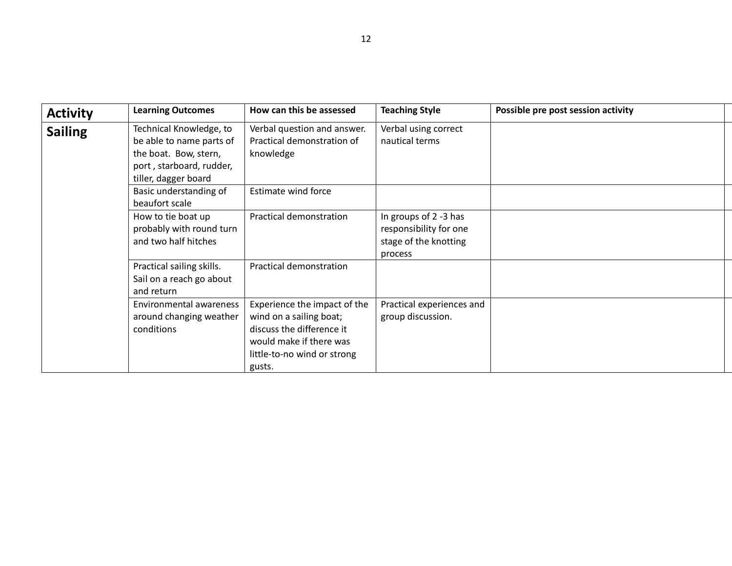| Activity | Learning Outcomes | How can this be assessed | Teaching Style | Possible pre post session activity |
|---|---|---|---|---|
| **Sailing** | Technical Knowledge, to be able to name parts of the boat. Bow, stern, port , starboard, rudder, tiller, dagger board | Verbal question and answer. Practical demonstration of knowledge | Verbal using correct nautical terms | |
| | Basic understanding of beaufort scale | Estimate wind force | | |
| | How to tie boat up probably with round turn and two half hitches | Practical demonstration | In groups of 2 -3 has responsibility for one stage of the knotting process | |
| | Practical sailing skills. Sail on a reach go about and return | Practical demonstration | | |
| | Environmental awareness around changing weather conditions | Experience the impact of the wind on a sailing boat; discuss the difference it would make if there was little-to-no wind or strong gusts. | Practical experiences and group discussion. | |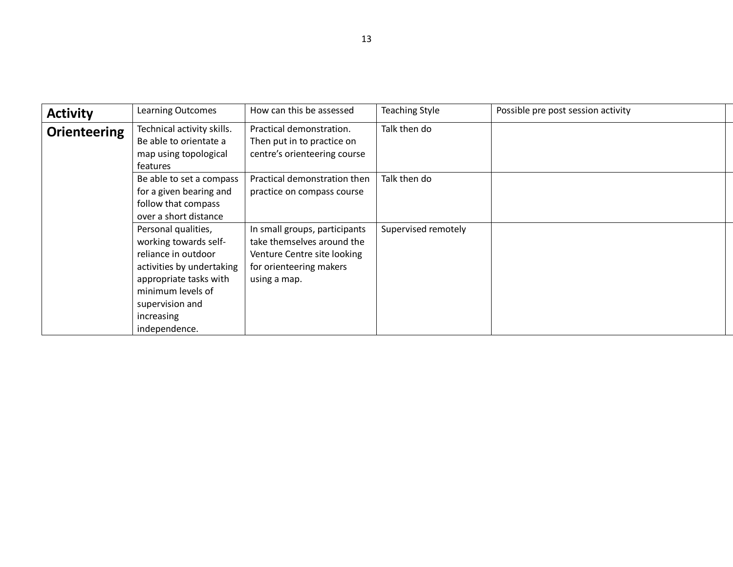| **Activity** | Learning Outcomes | How can this be assessed | Teaching Style | Possible pre post session activity |
| --- | --- | --- | --- | --- |
| **Orienteering** | Technical activity skills. Be able to orientate a map using topological features | Practical demonstration. Then put in to practice on centre's orienteering course | Talk then do | |
| | Be able to set a compass for a given bearing and follow that compass over a short distance | Practical demonstration then practice on compass course | Talk then do | |
| | Personal qualities, working towards self-reliance in outdoor activities by undertaking appropriate tasks with minimum levels of supervision and increasing independence. | In small groups, participants take themselves around the Venture Centre site looking for orienteering makers using a map. | Supervised remotely | |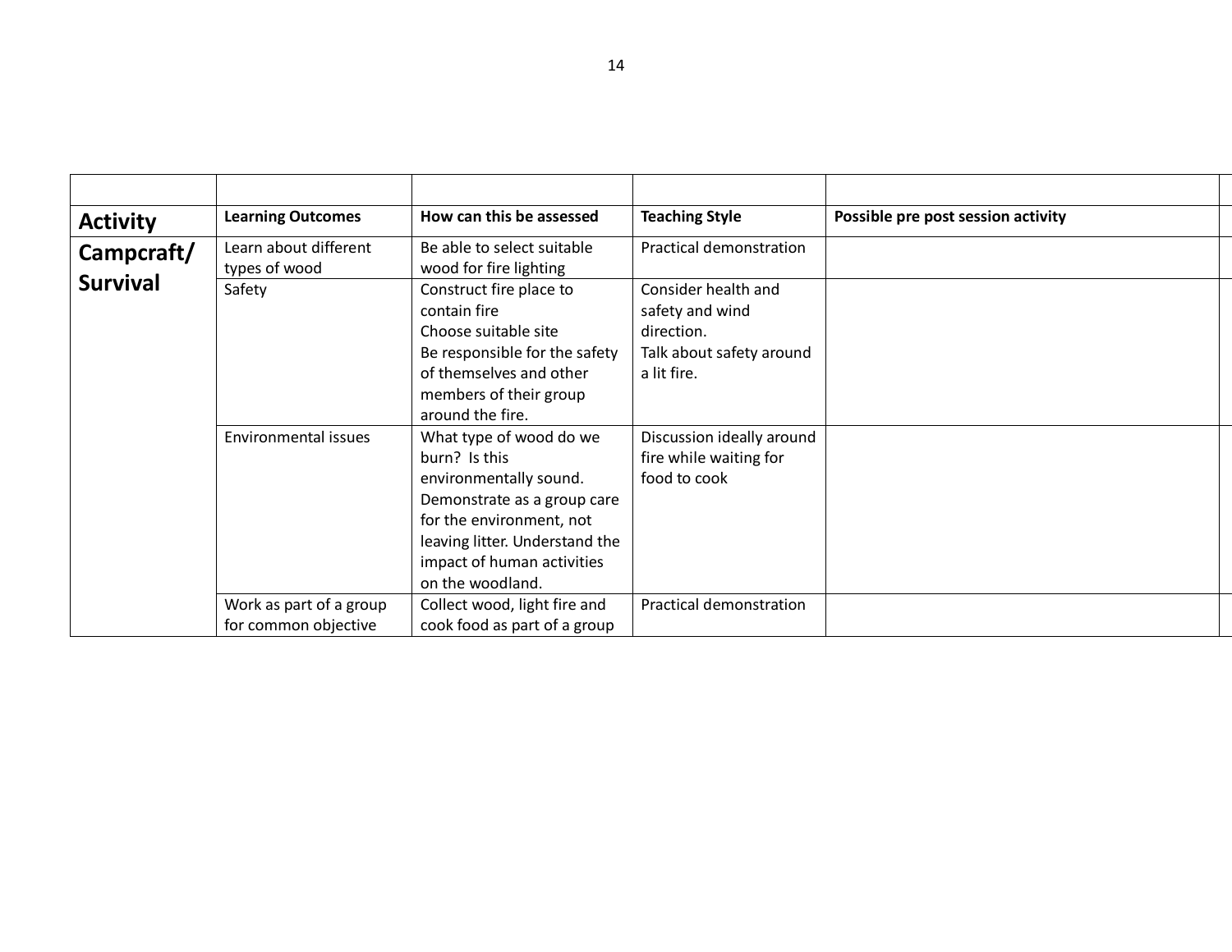| | | | | |
|---|---|---|---|---|
| **Activity** | **Learning Outcomes** | **How can this be assessed** | **Teaching Style** | **Possible pre post session activity** |
| **Campcraft/ Survival** | Learn about different types of wood | Be able to select suitable wood for fire lighting | Practical demonstration | |
| | Safety | Construct fire place to contain fire<br>Choose suitable site<br>Be responsible for the safety of themselves and other members of their group around the fire. | Consider health and safety and wind direction.<br>Talk about safety around a lit fire. | |
| | Environmental issues | What type of wood do we burn? Is this environmentally sound. Demonstrate as a group care for the environment, not leaving litter. Understand the impact of human activities on the woodland. | Discussion ideally around fire while waiting for food to cook | |
| | Work as part of a group for common objective | Collect wood, light fire and cook food as part of a group | Practical demonstration | |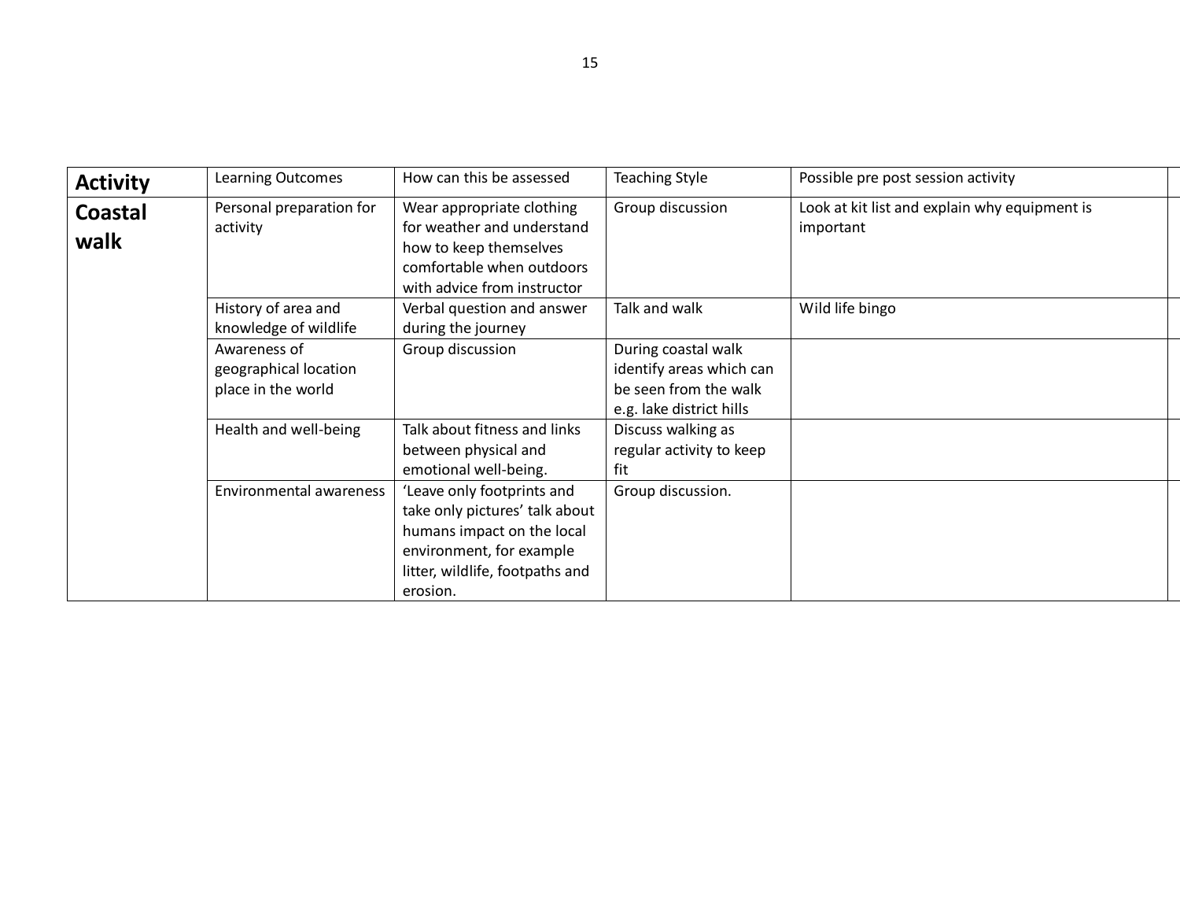| **Activity** | Learning Outcomes | How can this be assessed | Teaching Style | Possible pre post session activity |
|---|---|---|---|---|
| **Coastal walk** | Personal preparation for activity | Wear appropriate clothing for weather and understand how to keep themselves comfortable when outdoors with advice from instructor | Group discussion | Look at kit list and explain why equipment is important |
| | History of area and knowledge of wildlife | Verbal question and answer during the journey | Talk and walk | Wild life bingo |
| | Awareness of geographical location place in the world | Group discussion | During coastal walk identify areas which can be seen from the walk e.g. lake district hills | |
| | Health and well-being | Talk about fitness and links between physical and emotional well-being. | Discuss walking as regular activity to keep fit | |
| | Environmental awareness | 'Leave only footprints and take only pictures' talk about humans impact on the local environment, for example litter, wildlife, footpaths and erosion. | Group discussion. | |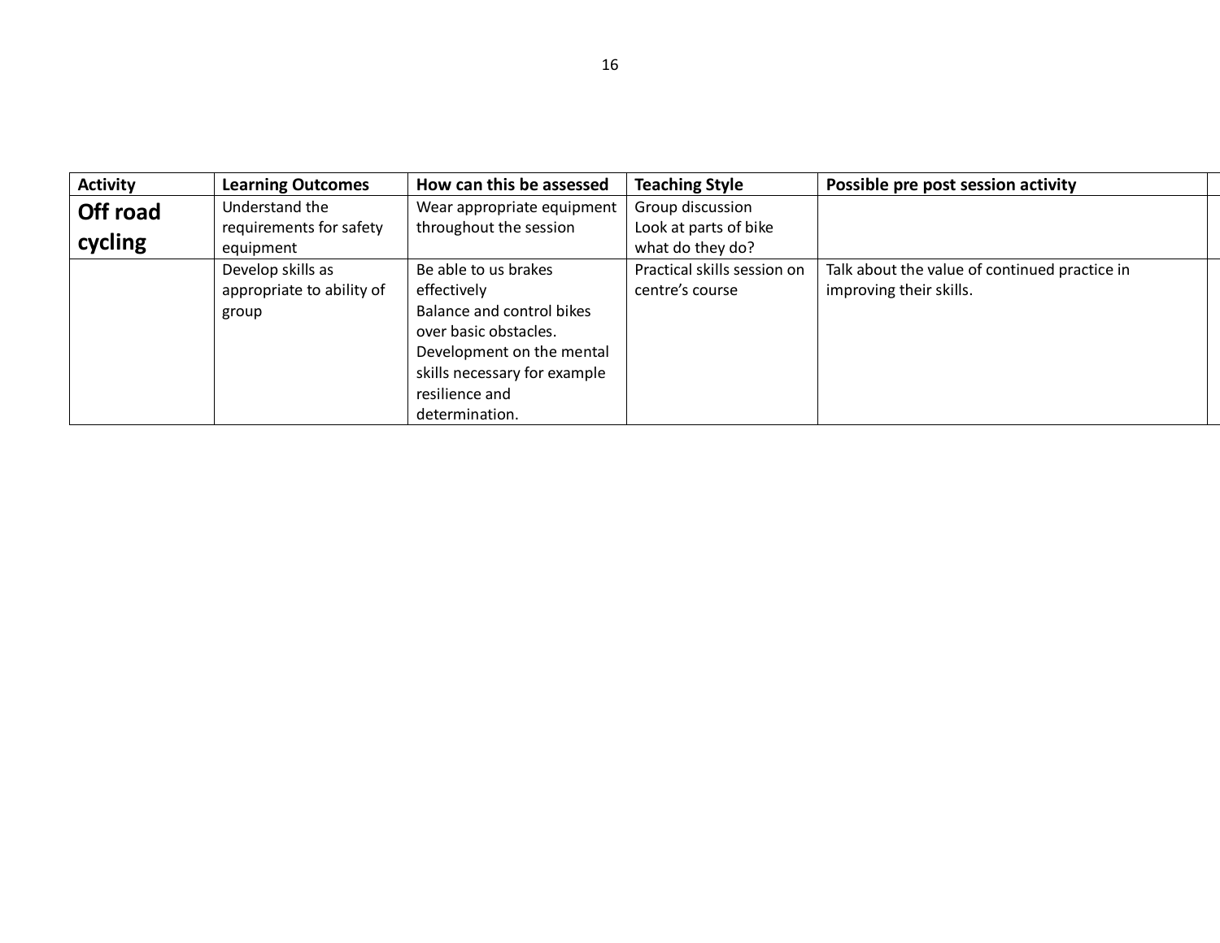| Activity | Learning Outcomes | How can this be assessed | Teaching Style | Possible pre post session activity |
|---|---|---|---|---|
| **Off road cycling** | Understand the requirements for safety equipment | Wear appropriate equipment throughout the session | Group discussion<br>Look at parts of bike what do they do? | |
| | Develop skills as appropriate to ability of group | Be able to us brakes effectively<br>Balance and control bikes over basic obstacles.<br>Development on the mental skills necessary for example resilience and determination. | Practical skills session on centre's course | Talk about the value of continued practice in improving their skills. |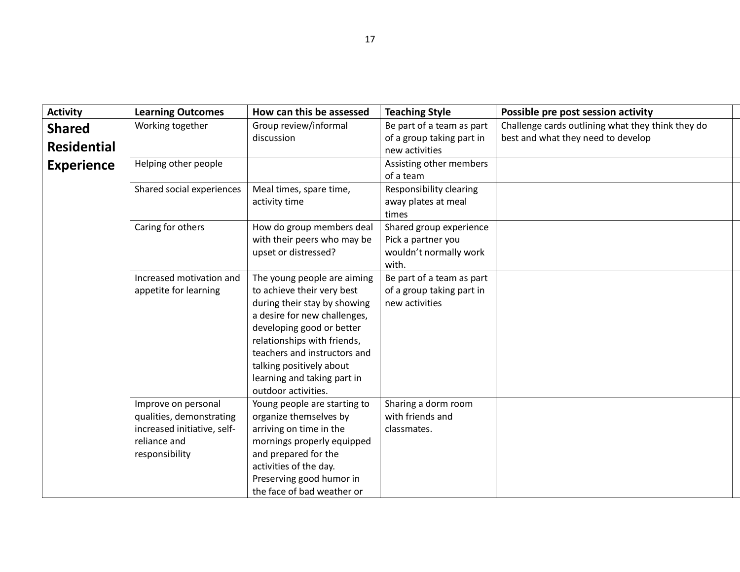| Activity | Learning Outcomes | How can this be assessed | Teaching Style | Possible pre post session activity |
|---|---|---|---|---|
| **Shared Residential Experience** | Working together | Group review/informal discussion | Be part of a team as part of a group taking part in new activities | Challenge cards outlining what they think they do best and what they need to develop |
| | Helping other people | | Assisting other members of a team | |
| | Shared social experiences | Meal times, spare time, activity time | Responsibility clearing away plates at meal times | |
| | Caring for others | How do group members deal with their peers who may be upset or distressed? | Shared group experience Pick a partner you wouldn't normally work with. | |
| | Increased motivation and appetite for learning | The young people are aiming to achieve their very best during their stay by showing a desire for new challenges, developing good or better relationships with friends, teachers and instructors and talking positively about learning and taking part in outdoor activities. | Be part of a team as part of a group taking part in new activities | |
| | Improve on personal qualities, demonstrating increased initiative, self-reliance and responsibility | Young people are starting to organize themselves by arriving on time in the mornings properly equipped and prepared for the activities of the day. Preserving good humor in the face of bad weather or | Sharing a dorm room with friends and classmates. | |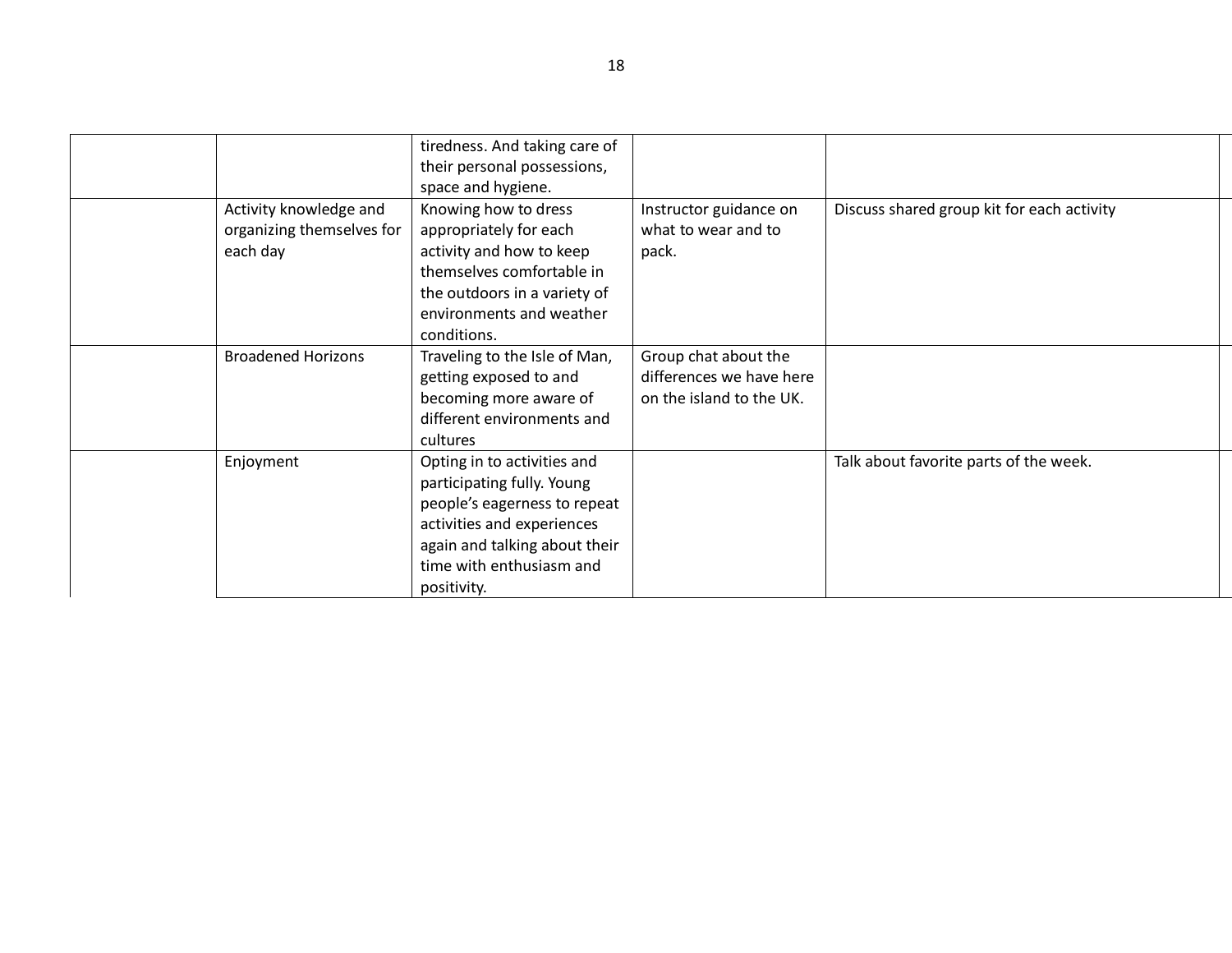| | | | | |
|---|---|---|---|---|
| | | tiredness. And taking care of their personal possessions, space and hygiene. | | |
| | Activity knowledge and organizing themselves for each day | Knowing how to dress appropriately for each activity and how to keep themselves comfortable in the outdoors in a variety of environments and weather conditions. | Instructor guidance on what to wear and to pack. | Discuss shared group kit for each activity |
| | Broadened Horizons | Traveling to the Isle of Man, getting exposed to and becoming more aware of different environments and cultures | Group chat about the differences we have here on the island to the UK. | |
| | Enjoyment | Opting in to activities and participating fully. Young people's eagerness to repeat activities and experiences again and talking about their time with enthusiasm and positivity. | | Talk about favorite parts of the week. |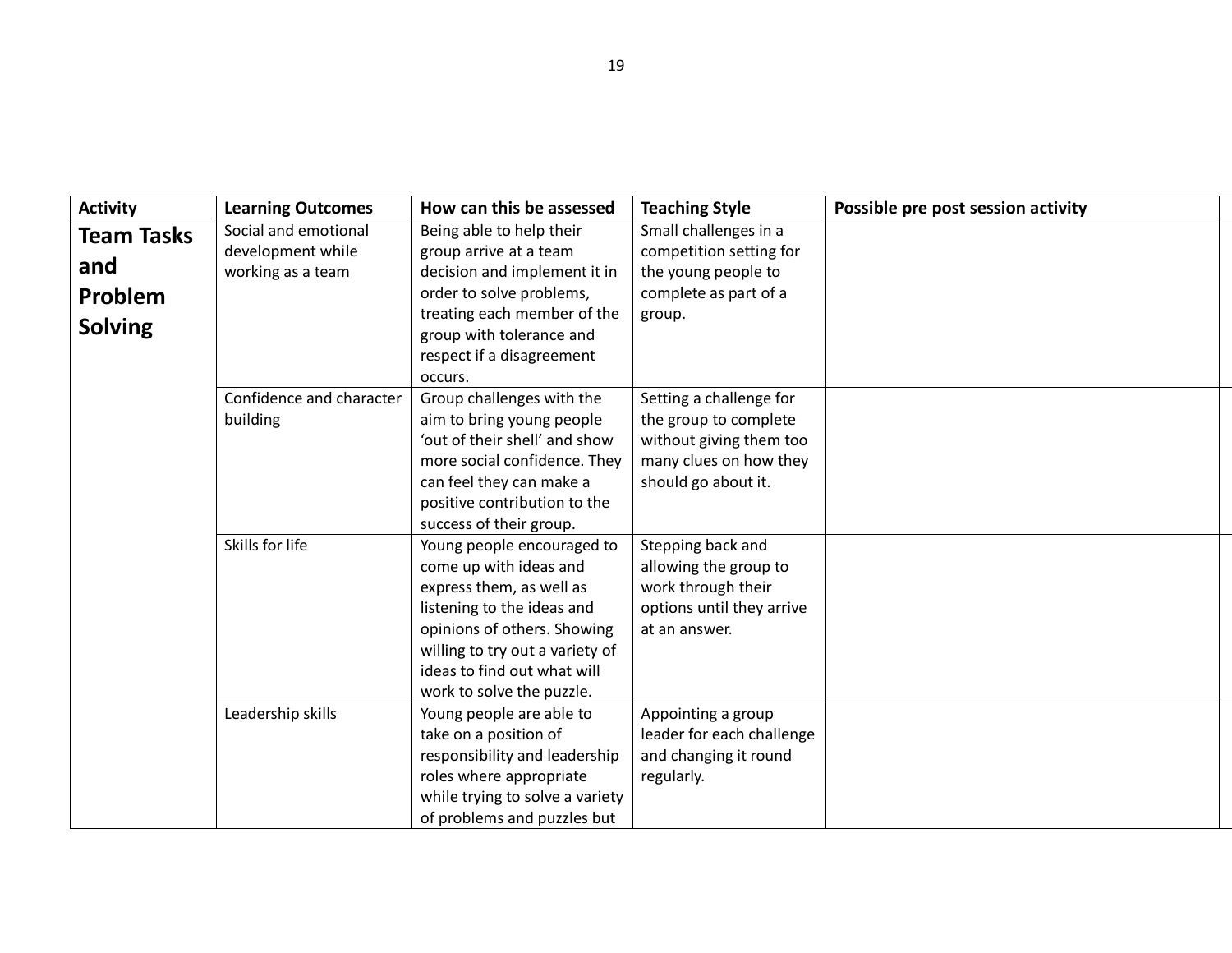| Activity | Learning Outcomes | How can this be assessed | Teaching Style | Possible pre post session activity |
|---|---|---|---|---|
| **Team Tasks and Problem Solving** | Social and emotional development while working as a team | Being able to help their group arrive at a team decision and implement it in order to solve problems, treating each member of the group with tolerance and respect if a disagreement occurs. | Small challenges in a competition setting for the young people to complete as part of a group. | |
| | Confidence and character building | Group challenges with the aim to bring young people 'out of their shell' and show more social confidence. They can feel they can make a positive contribution to the success of their group. | Setting a challenge for the group to complete without giving them too many clues on how they should go about it. | |
| | Skills for life | Young people encouraged to come up with ideas and express them, as well as listening to the ideas and opinions of others. Showing willing to try out a variety of ideas to find out what will work to solve the puzzle. | Stepping back and allowing the group to work through their options until they arrive at an answer. | |
| | Leadership skills | Young people are able to take on a position of responsibility and leadership roles where appropriate while trying to solve a variety of problems and puzzles but | Appointing a group leader for each challenge and changing it round regularly. | |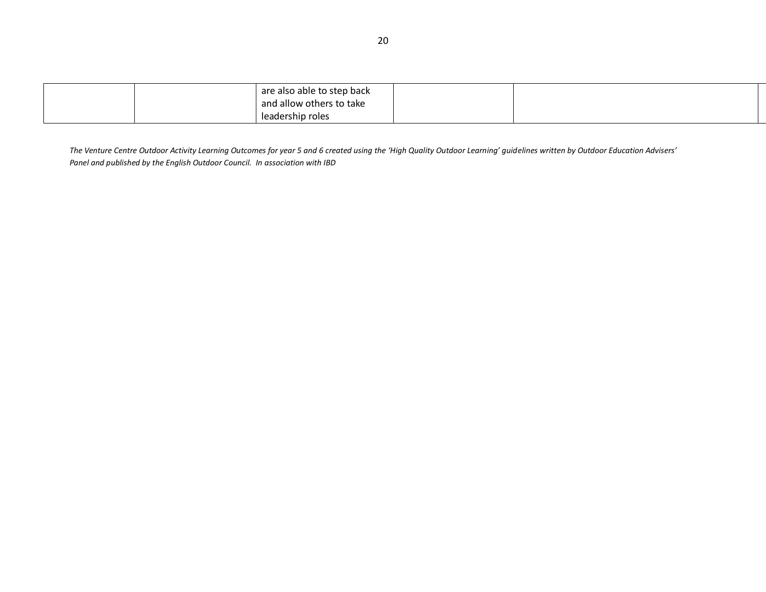| | | | | |
|---|---|---|---|---|
| | | are also able to step back and allow others to take leadership roles | | |

*The Venture Centre Outdoor Activity Learning Outcomes for year 5 and 6 created using the 'High Quality Outdoor Learning' guidelines written by Outdoor Education Advisers' Panel and published by the English Outdoor Council. In association with IBD*